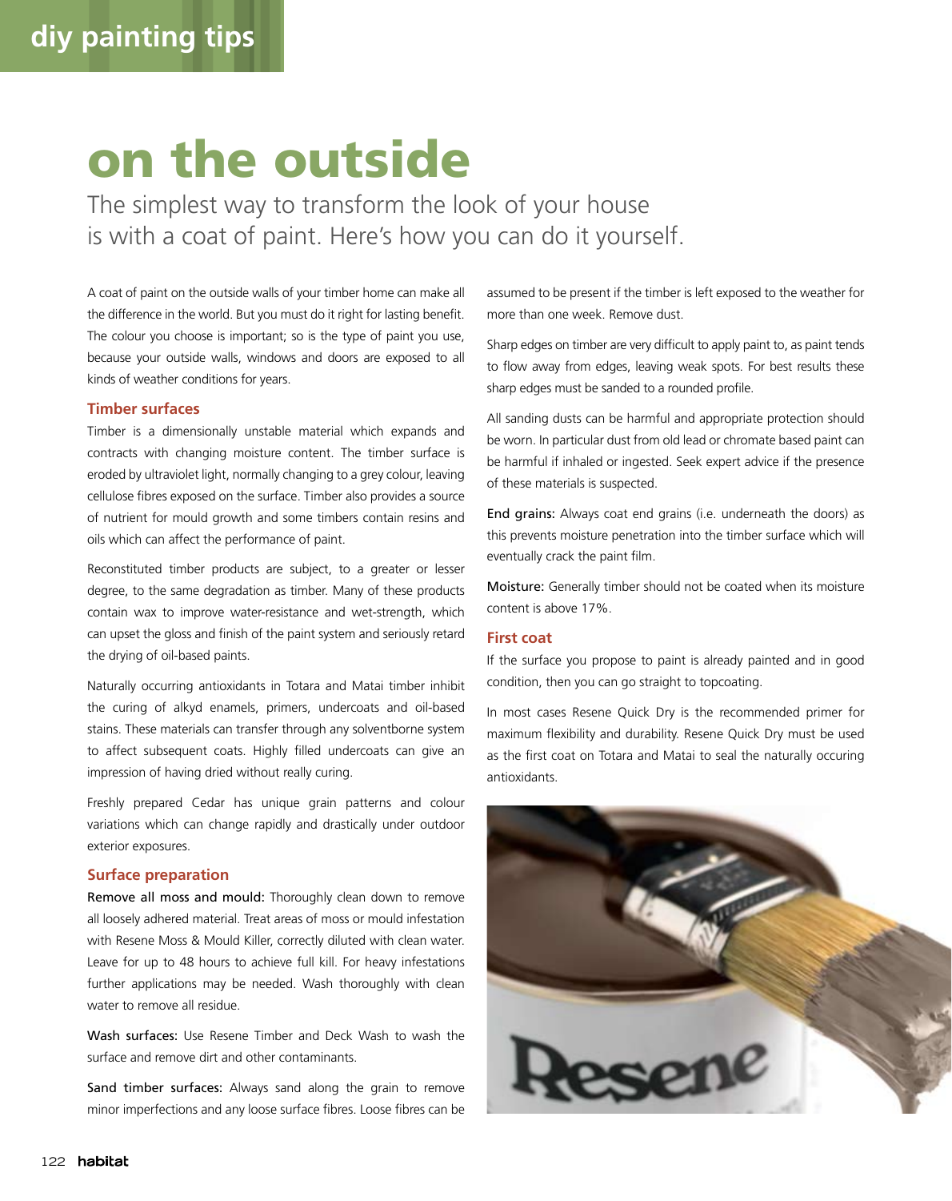diy painting tips

# on the outside

The simplest way to transform the look of your house is with a coat of paint. Here's how you can do it yourself.

A coat of paint on the outside walls of your timber home can make all the difference in the world. But you must do it right for lasting benefit. The colour you choose is important; so is the type of paint you use, because your outside walls, windows and doors are exposed to all kinds of weather conditions for years.

## Timber surfaces

Timber is a dimensionally unstable material which expands and contracts with changing moisture content. The timber surface is eroded by ultraviolet light, normally changing to a grey colour, leaving cellulose fibres exposed on the surface. Timber also provides a source of nutrient for mould growth and some timbers contain resins and oils which can affect the performance of paint.

Reconstituted timber products are subject, to a greater or lesser degree, to the same degradation as timber. Many of these products contain wax to improve water-resistance and wet-strength, which can upset the gloss and finish of the paint system and seriously retard the drying of oil-based paints.

Naturally occurring antioxidants in Totara and Matai timber inhibit the curing of alkyd enamels, primers, undercoats and oil-based stains. These materials can transfer through any solventborne system to affect subsequent coats. Highly filled undercoats can give an impression of having dried without really curing.

Freshly prepared Cedar has unique grain patterns and colour variations which can change rapidly and drastically under outdoor exterior exposures.

## Surface preparation

**Remove all moss and mould:** Thoroughly clean down to remove all loosely adhered material. Treat areas of moss or mould infestation with Resene Moss & Mould Killer, correctly diluted with clean water. Leave for up to 48 hours to achieve full kill. For heavy infestations further applications may be needed. Wash thoroughly with clean water to remove all residue.

**Wash surfaces:** Use Resene Timber and Deck Wash to wash the surface and remove dirt and other contaminants.

**Sand timber surfaces:** Always sand along the grain to remove minor imperfections and any loose surface fibres. Loose fibres can be assumed to be present if the timber is left exposed to the weather for more than one week. Remove dust.

Sharp edges on timber are very difficult to apply paint to, as paint tends to flow away from edges, leaving weak spots. For best results these sharp edges must be sanded to a rounded profile.

All sanding dusts can be harmful and appropriate protection should be worn. In particular dust from old lead or chromate based paint can be harmful if inhaled or ingested. Seek expert advice if the presence of these materials is suspected.

**End grains:** Always coat end grains (i.e. underneath the doors) as this prevents moisture penetration into the timber surface which will eventually crack the paint film.

**Moisture:** Generally timber should not be coated when its moisture content is above 17%.

## First coat

If the surface you propose to paint is already painted and in good condition, then you can go straight to topcoating.

In most cases Resene Quick Dry is the recommended primer for maximum flexibility and durability. Resene Quick Dry must be used as the first coat on Totara and Matai to seal the naturally occuring antioxidants.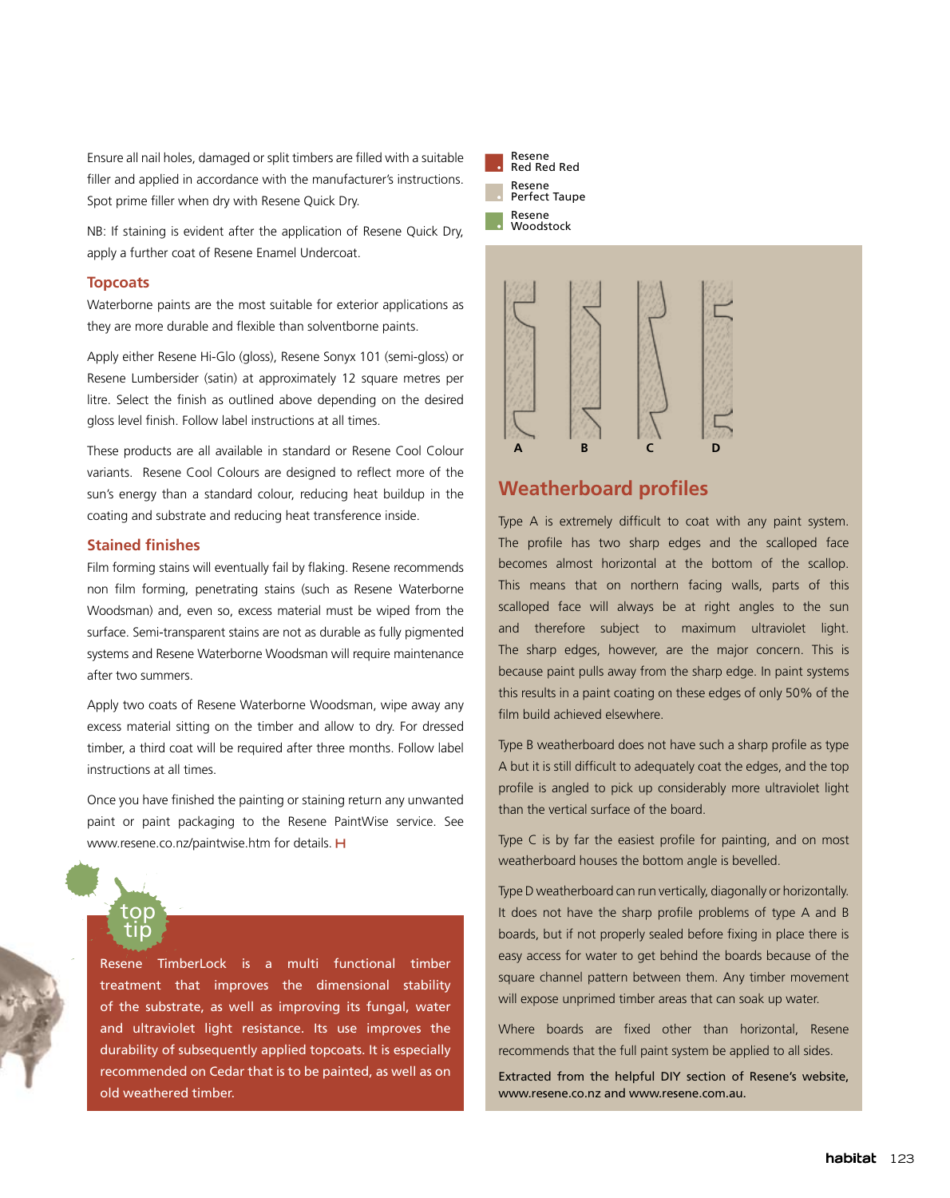Ensure all nail holes, damaged or split timbers are filled with a suitable filler and applied in accordance with the manufacturer's instructions. Spot prime filler when dry with Resene Quick Dry.

NB: If staining is evident after the application of Resene Quick Dry, apply a further coat of Resene Enamel Undercoat.

### Topcoats

Waterborne paints are the most suitable for exterior applications as they are more durable and flexible than solventborne paints.

Apply either Resene Hi-Glo (gloss), Resene Sonyx 101 (semi-gloss) or Resene Lumbersider (satin) at approximately 12 square metres per litre. Select the finish as outlined above depending on the desired gloss level finish. Follow label instructions at all times.

These products are all available in standard or Resene Cool Colour variants. Resene Cool Colours are designed to reflect more of the sun's energy than a standard colour, reducing heat buildup in the coating and substrate and reducing heat transference inside.

### Stained finishes

Film forming stains will eventually fail by flaking. Resene recommends non film forming, penetrating stains (such as Resene Waterborne Woodsman) and, even so, excess material must be wiped from the surface. Semi-transparent stains are not as durable as fully pigmented systems and Resene Waterborne Woodsman will require maintenance after two summers.

Apply two coats of Resene Waterborne Woodsman, wipe away any excess material sitting on the timber and allow to dry. For dressed timber, a third coat will be required after three months. Follow label instructions at all times.

Once you have finished the painting or staining return any unwanted paint or paint packaging to the Resene PaintWise service. See www.resene.co.nz/paintwise.htm for details. H

**top tip**

Resene TimberLock is a multi functional timber treatment that improves the dimensional stability of the substrate, as well as improving its fungal, water and ultraviolet light resistance. Its use improves the durability of subsequently applied topcoats. It is especially recommended on Cedar that is to be painted, as well as on old weathered timber.

Resene Red Red Red

Resene Perfect Taupe

Resene Woodstock

A B C D

## Weatherboard profiles

Type A is extremely difficult to coat with any paint system. The profile has two sharp edges and the scalloped face becomes almost horizontal at the bottom of the scallop. This means that on northern facing walls, parts of this scalloped face will always be at right angles to the sun and therefore subject to maximum ultraviolet light. The sharp edges, however, are the major concern. This is because paint pulls away from the sharp edge. In paint systems this results in a paint coating on these edges of only 50% of the film build achieved elsewhere.

Type B weatherboard does not have such a sharp profile as type A but it is still difficult to adequately coat the edges, and the top profile is angled to pick up considerably more ultraviolet light than the vertical surface of the board.

Type C is by far the easiest profile for painting, and on most weatherboard houses the bottom angle is bevelled.

Type D weatherboard can run vertically, diagonally or horizontally. It does not have the sharp profile problems of type A and B boards, but if not properly sealed before fixing in place there is easy access for water to get behind the boards because of the square channel pattern between them. Any timber movement will expose unprimed timber areas that can soak up water.

Where boards are fixed other than horizontal, Resene recommends that the full paint system be applied to all sides.

Extracted from the helpful DIY section of Resene's website, www.resene.co.nz and www.resene.com.au.